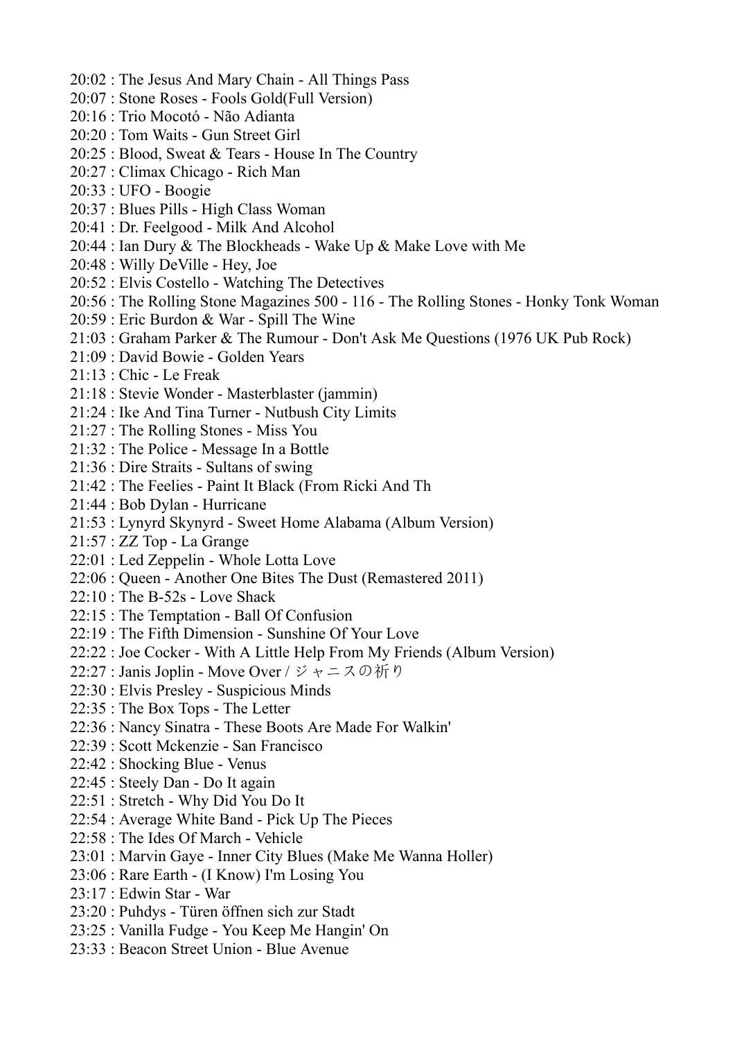20:02 : The Jesus And Mary Chain - All Things Pass
20:07 : Stone Roses - Fools Gold(Full Version)
20:16 : Trio Mocotó - Não Adianta
20:20 : Tom Waits - Gun Street Girl
20:25 : Blood, Sweat & Tears - House In The Country
20:27 : Climax Chicago - Rich Man
20:33 : UFO - Boogie
20:37 : Blues Pills - High Class Woman
20:41 : Dr. Feelgood - Milk And Alcohol
20:44 : Ian Dury & The Blockheads - Wake Up & Make Love with Me
20:48 : Willy DeVille - Hey, Joe
20:52 : Elvis Costello - Watching The Detectives
20:56 : The Rolling Stone Magazines 500 - 116 - The Rolling Stones - Honky Tonk Woman
20:59 : Eric Burdon & War - Spill The Wine
21:03 : Graham Parker & The Rumour - Don't Ask Me Questions (1976 UK Pub Rock)
21:09 : David Bowie - Golden Years
21:13 : Chic - Le Freak
21:18 : Stevie Wonder - Masterblaster (jammin)
21:24 : Ike And Tina Turner - Nutbush City Limits
21:27 : The Rolling Stones - Miss You
21:32 : The Police - Message In a Bottle
21:36 : Dire Straits - Sultans of swing
21:42 : The Feelies - Paint It Black (From Ricki And Th
21:44 : Bob Dylan - Hurricane
21:53 : Lynyrd Skynyrd - Sweet Home Alabama (Album Version)
21:57 : ZZ Top - La Grange
22:01 : Led Zeppelin - Whole Lotta Love
22:06 : Queen - Another One Bites The Dust (Remastered 2011)
22:10 : The B-52s - Love Shack
22:15 : The Temptation - Ball Of Confusion
22:19 : The Fifth Dimension - Sunshine Of Your Love
22:22 : Joe Cocker - With A Little Help From My Friends (Album Version)
22:27 : Janis Joplin - Move Over / ジャニスの祈り
22:30 : Elvis Presley - Suspicious Minds
22:35 : The Box Tops - The Letter
22:36 : Nancy Sinatra - These Boots Are Made For Walkin'
22:39 : Scott Mckenzie - San Francisco
22:42 : Shocking Blue - Venus
22:45 : Steely Dan - Do It again
22:51 : Stretch - Why Did You Do It
22:54 : Average White Band - Pick Up The Pieces
22:58 : The Ides Of March - Vehicle
23:01 : Marvin Gaye - Inner City Blues (Make Me Wanna Holler)
23:06 : Rare Earth - (I Know) I'm Losing You
23:17 : Edwin Star - War
23:20 : Puhdys - Türen öffnen sich zur Stadt
23:25 : Vanilla Fudge - You Keep Me Hangin' On
23:33 : Beacon Street Union - Blue Avenue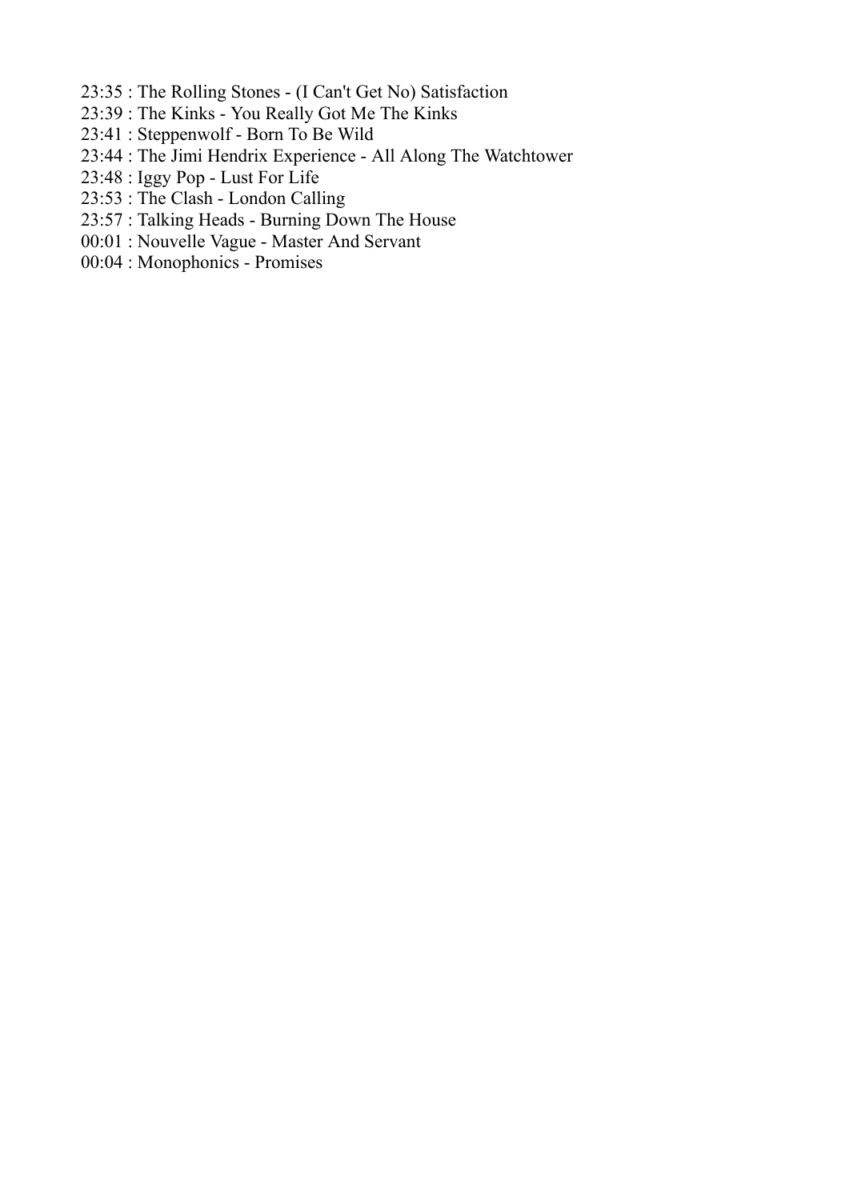23:35 : The Rolling Stones - (I Can't Get No) Satisfaction
23:39 : The Kinks - You Really Got Me The Kinks
23:41 : Steppenwolf - Born To Be Wild
23:44 : The Jimi Hendrix Experience - All Along The Watchtower
23:48 : Iggy Pop - Lust For Life
23:53 : The Clash - London Calling
23:57 : Talking Heads - Burning Down The House
00:01 : Nouvelle Vague - Master And Servant
00:04 : Monophonics - Promises